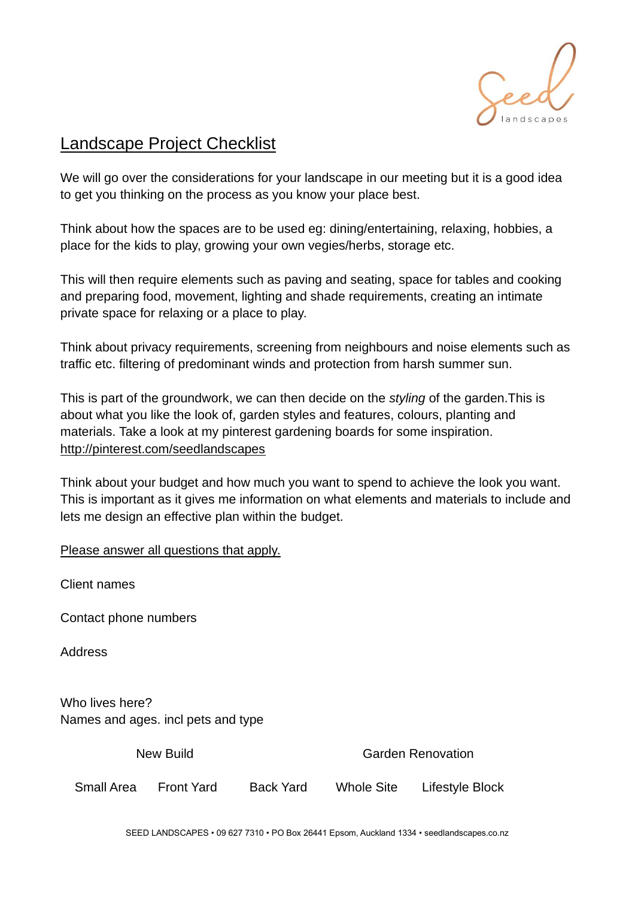Seed landscapes

# Landscape Project Checklist

We will go over the considerations for your landscape in our meeting but it is a good idea to get you thinking on the process as you know your place best.

Think about how the spaces are to be used eg: dining/entertaining, relaxing, hobbies, a place for the kids to play, growing your own vegies/herbs, storage etc.

This will then require elements such as paving and seating, space for tables and cooking and preparing food, movement, lighting and shade requirements, creating an intimate private space for relaxing or a place to play.

Think about privacy requirements, screening from neighbours and noise elements such as traffic etc. filtering of predominant winds and protection from harsh summer sun.

This is part of the groundwork, we can then decide on the *styling* of the garden.This is about what you like the look of, garden styles and features, colours, planting and materials. Take a look at my pinterest gardening boards for some inspiration.
http://pinterest.com/seedlandscapes

Think about your budget and how much you want to spend to achieve the look you want. This is important as it gives me information on what elements and materials to include and lets me design an effective plan within the budget.

Please answer all questions that apply.

Client names

Contact phone numbers

Address

Who lives here?
Names and ages. incl pets and type

New Build    Garden Renovation

Small Area    Front Yard    Back Yard    Whole Site    Lifestyle Block

SEED LANDSCAPES • 09 627 7310 • PO Box 26441 Epsom, Auckland 1334 • seedlandscapes.co.nz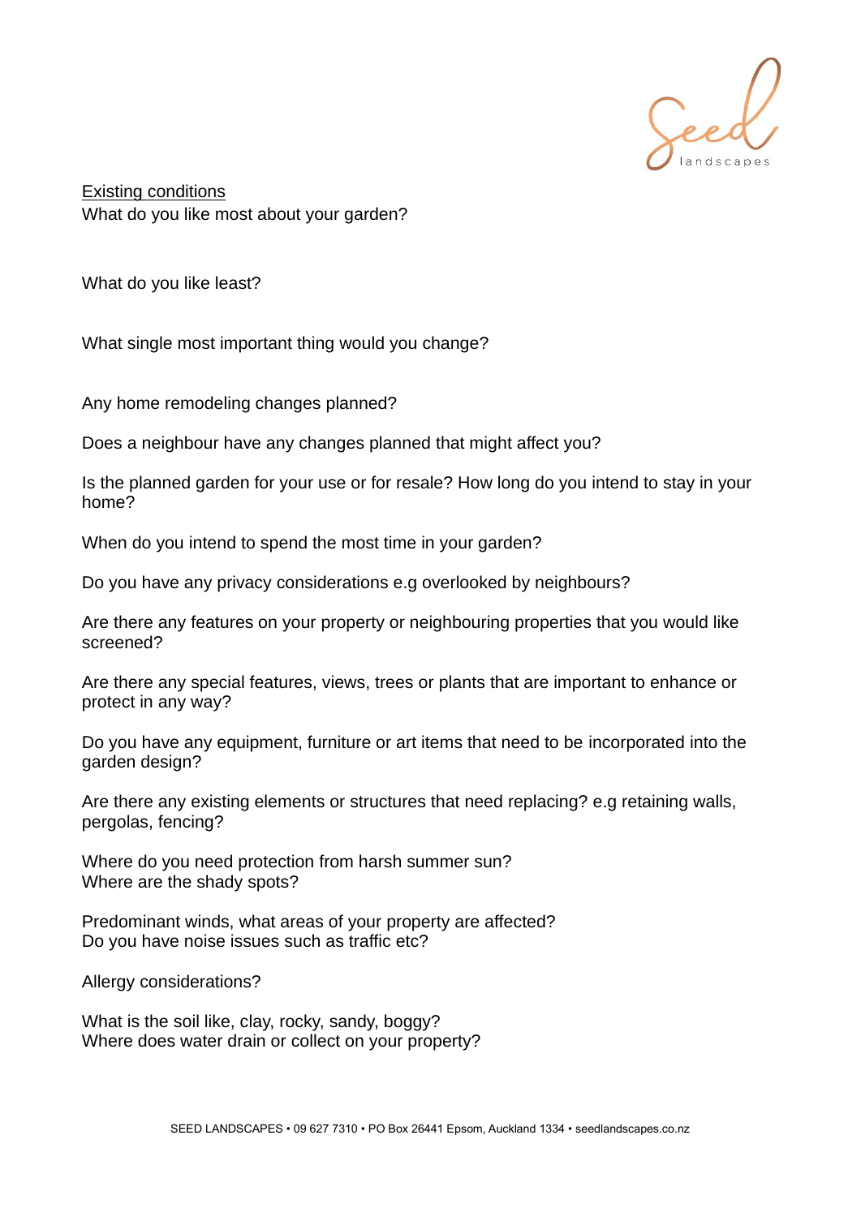<u>Existing conditions</u>

What do you like most about your garden?

What do you like least?

What single most important thing would you change?

Any home remodeling changes planned?

Does a neighbour have any changes planned that might affect you?

Is the planned garden for your use or for resale? How long do you intend to stay in your home?

When do you intend to spend the most time in your garden?

Do you have any privacy considerations e.g overlooked by neighbours?

Are there any features on your property or neighbouring properties that you would like screened?

Are there any special features, views, trees or plants that are important to enhance or protect in any way?

Do you have any equipment, furniture or art items that need to be incorporated into the garden design?

Are there any existing elements or structures that need replacing? e.g retaining walls, pergolas, fencing?

Where do you need protection from harsh summer sun?
Where are the shady spots?

Predominant winds, what areas of your property are affected?
Do you have noise issues such as traffic etc?

Allergy considerations?

What is the soil like, clay, rocky, sandy, boggy?
Where does water drain or collect on your property?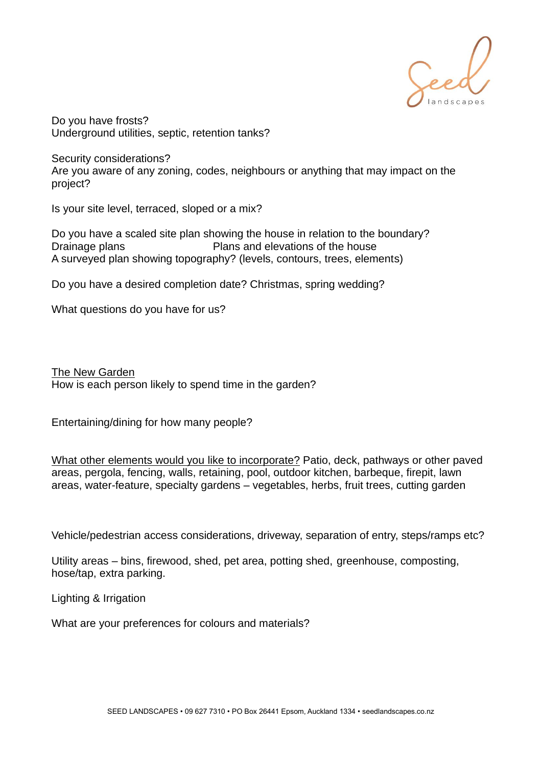Do you have frosts?
Underground utilities, septic, retention tanks?

Security considerations?
Are you aware of any zoning, codes, neighbours or anything that may impact on the project?

Is your site level, terraced, sloped or a mix?

Do you have a scaled site plan showing the house in relation to the boundary?
Drainage plans                    Plans and elevations of the house
A surveyed plan showing topography? (levels, contours, trees, elements)

Do you have a desired completion date? Christmas, spring wedding?

What questions do you have for us?

<u>The New Garden</u>
How is each person likely to spend time in the garden?

Entertaining/dining for how many people?

<u>What other elements would you like to incorporate?</u> Patio, deck, pathways or other paved areas, pergola, fencing, walls, retaining, pool, outdoor kitchen, barbeque, firepit, lawn areas, water-feature, specialty gardens – vegetables, herbs, fruit trees, cutting garden

Vehicle/pedestrian access considerations, driveway, separation of entry, steps/ramps etc?

Utility areas – bins, firewood, shed, pet area, potting shed, greenhouse, composting, hose/tap, extra parking.

Lighting & Irrigation

What are your preferences for colours and materials?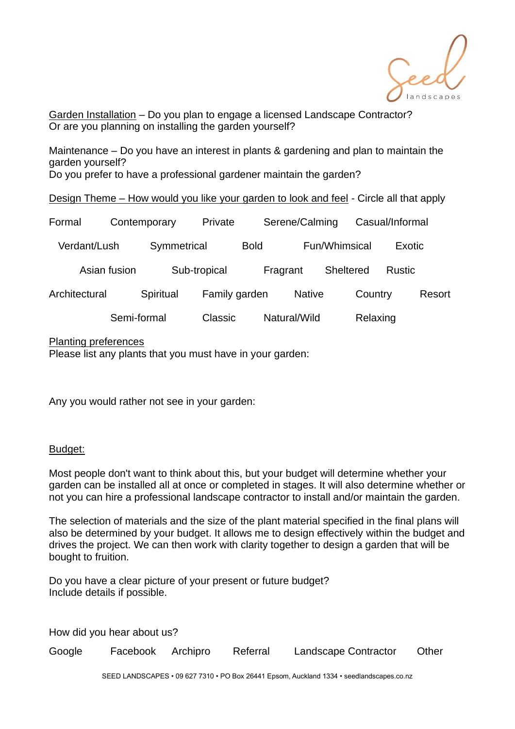Garden Installation – Do you plan to engage a licensed Landscape Contractor?
Or are you planning on installing the garden yourself?

Maintenance – Do you have an interest in plants & gardening and plan to maintain the garden yourself?
Do you prefer to have a professional gardener maintain the garden?

Design Theme – How would you like your garden to look and feel - Circle all that apply

Formal Contemporary Private Serene/Calming Casual/Informal

Verdant/Lush Symmetrical Bold Fun/Whimsical Exotic

Asian fusion Sub-tropical Fragrant Sheltered Rustic

Architectural Spiritual Family garden Native Country Resort

Semi-formal Classic Natural/Wild Relaxing

Planting preferences
Please list any plants that you must have in your garden:

Any you would rather not see in your garden:

Budget:

Most people don't want to think about this, but your budget will determine whether your garden can be installed all at once or completed in stages. It will also determine whether or not you can hire a professional landscape contractor to install and/or maintain the garden.

The selection of materials and the size of the plant material specified in the final plans will also be determined by your budget. It allows me to design effectively within the budget and drives the project. We can then work with clarity together to design a garden that will be bought to fruition.

Do you have a clear picture of your present or future budget?
Include details if possible.

How did you hear about us?

Google Facebook Archipro Referral Landscape Contractor Other

SEED LANDSCAPES • 09 627 7310 • PO Box 26441 Epsom, Auckland 1334 • seedlandscapes.co.nz